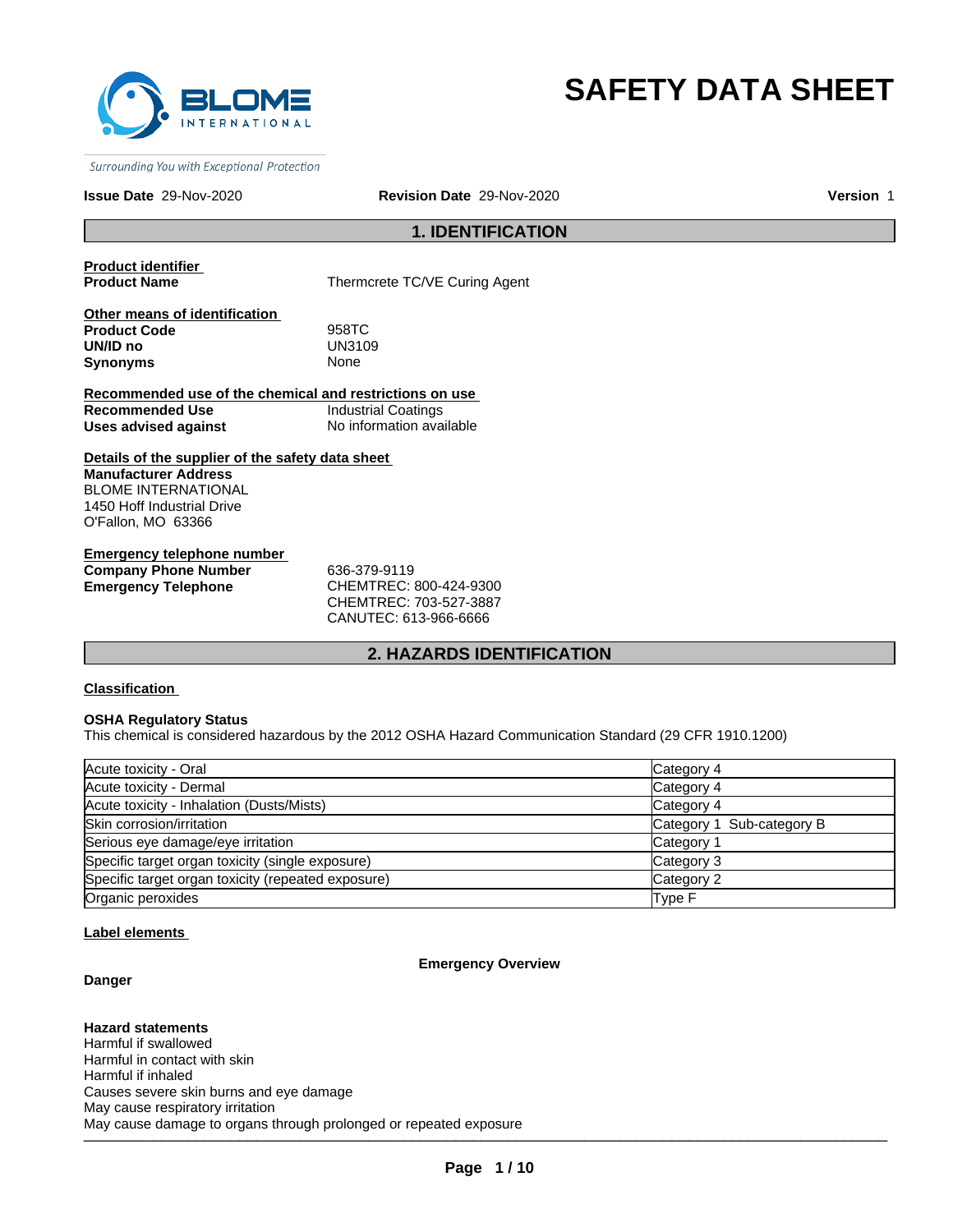BLOME INTERNATIONAL

*Surrounding You with Exceptional Protection*

# SAFETY DATA SHEET

**Issue Date** 29-Nov-2020 **Revision Date** 29-Nov-2020 **Version** 1

## 1. IDENTIFICATION

**Product identifier**

**Product Name** Thermcrete TC/VE Curing Agent

**Other means of identification**

**Product Code** 958TC
**UN/ID no** UN3109
**Synonyms** None

**Recommended use of the chemical and restrictions on use**

**Recommended Use** Industrial Coatings
**Uses advised against** No information available

**Details of the supplier of the safety data sheet**

**Manufacturer Address**
BLOME INTERNATIONAL
1450 Hoff Industrial Drive
O'Fallon, MO 63366

**Emergency telephone number**

**Company Phone Number** 636-379-9119
**Emergency Telephone** CHEMTREC: 800-424-9300
CHEMTREC: 703-527-3887
CANUTEC: 613-966-6666

## 2. HAZARDS IDENTIFICATION

**Classification**

**OSHA Regulatory Status**
This chemical is considered hazardous by the 2012 OSHA Hazard Communication Standard (29 CFR 1910.1200)

| Hazard | Category |
|---|---|
| Acute toxicity - Oral | Category 4 |
| Acute toxicity - Dermal | Category 4 |
| Acute toxicity - Inhalation (Dusts/Mists) | Category 4 |
| Skin corrosion/irritation | Category 1 Sub-category B |
| Serious eye damage/eye irritation | Category 1 |
| Specific target organ toxicity (single exposure) | Category 3 |
| Specific target organ toxicity (repeated exposure) | Category 2 |
| Organic peroxides | Type F |

**Label elements**

**Emergency Overview**

**Danger**

**Hazard statements**
Harmful if swallowed
Harmful in contact with skin
Harmful if inhaled
Causes severe skin burns and eye damage
May cause respiratory irritation
May cause damage to organs through prolonged or repeated exposure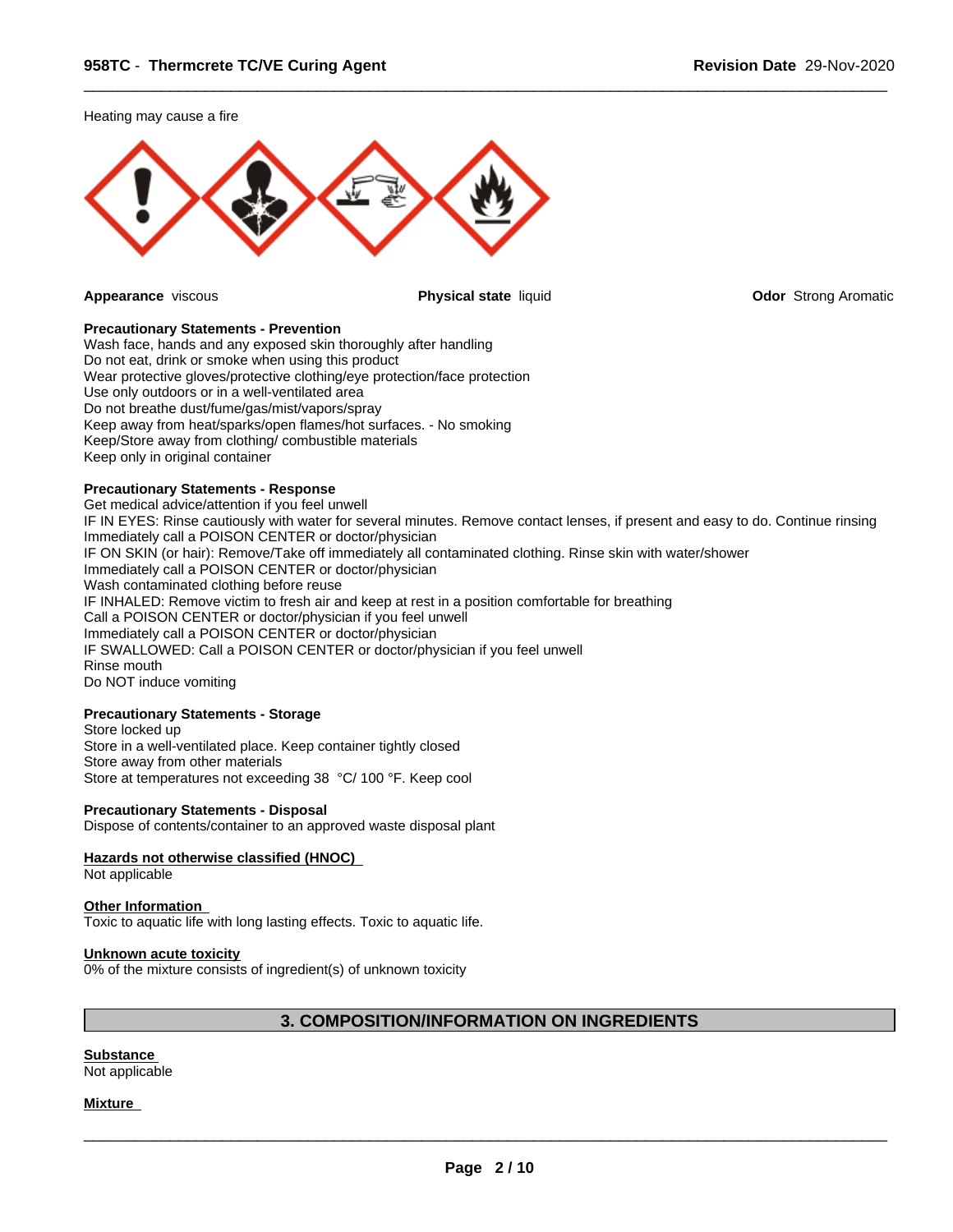Heating may cause a fire

**Appearance** viscous | **Physical state** liquid | **Odor** Strong Aromatic

**Precautionary Statements - Prevention**
Wash face, hands and any exposed skin thoroughly after handling
Do not eat, drink or smoke when using this product
Wear protective gloves/protective clothing/eye protection/face protection
Use only outdoors or in a well-ventilated area
Do not breathe dust/fume/gas/mist/vapors/spray
Keep away from heat/sparks/open flames/hot surfaces. - No smoking
Keep/Store away from clothing/ combustible materials
Keep only in original container

**Precautionary Statements - Response**
Get medical advice/attention if you feel unwell
IF IN EYES: Rinse cautiously with water for several minutes. Remove contact lenses, if present and easy to do. Continue rinsing
Immediately call a POISON CENTER or doctor/physician
IF ON SKIN (or hair): Remove/Take off immediately all contaminated clothing. Rinse skin with water/shower
Immediately call a POISON CENTER or doctor/physician
Wash contaminated clothing before reuse
IF INHALED: Remove victim to fresh air and keep at rest in a position comfortable for breathing
Call a POISON CENTER or doctor/physician if you feel unwell
Immediately call a POISON CENTER or doctor/physician
IF SWALLOWED: Call a POISON CENTER or doctor/physician if you feel unwell
Rinse mouth
Do NOT induce vomiting

**Precautionary Statements - Storage**
Store locked up
Store in a well-ventilated place. Keep container tightly closed
Store away from other materials
Store at temperatures not exceeding 38 °C/ 100 °F. Keep cool

**Precautionary Statements - Disposal**
Dispose of contents/container to an approved waste disposal plant

**Hazards not otherwise classified (HNOC)**
Not applicable

**Other Information**
Toxic to aquatic life with long lasting effects. Toxic to aquatic life.

**Unknown acute toxicity**
0% of the mixture consists of ingredient(s) of unknown toxicity

## 3. COMPOSITION/INFORMATION ON INGREDIENTS

**Substance**
Not applicable

**Mixture**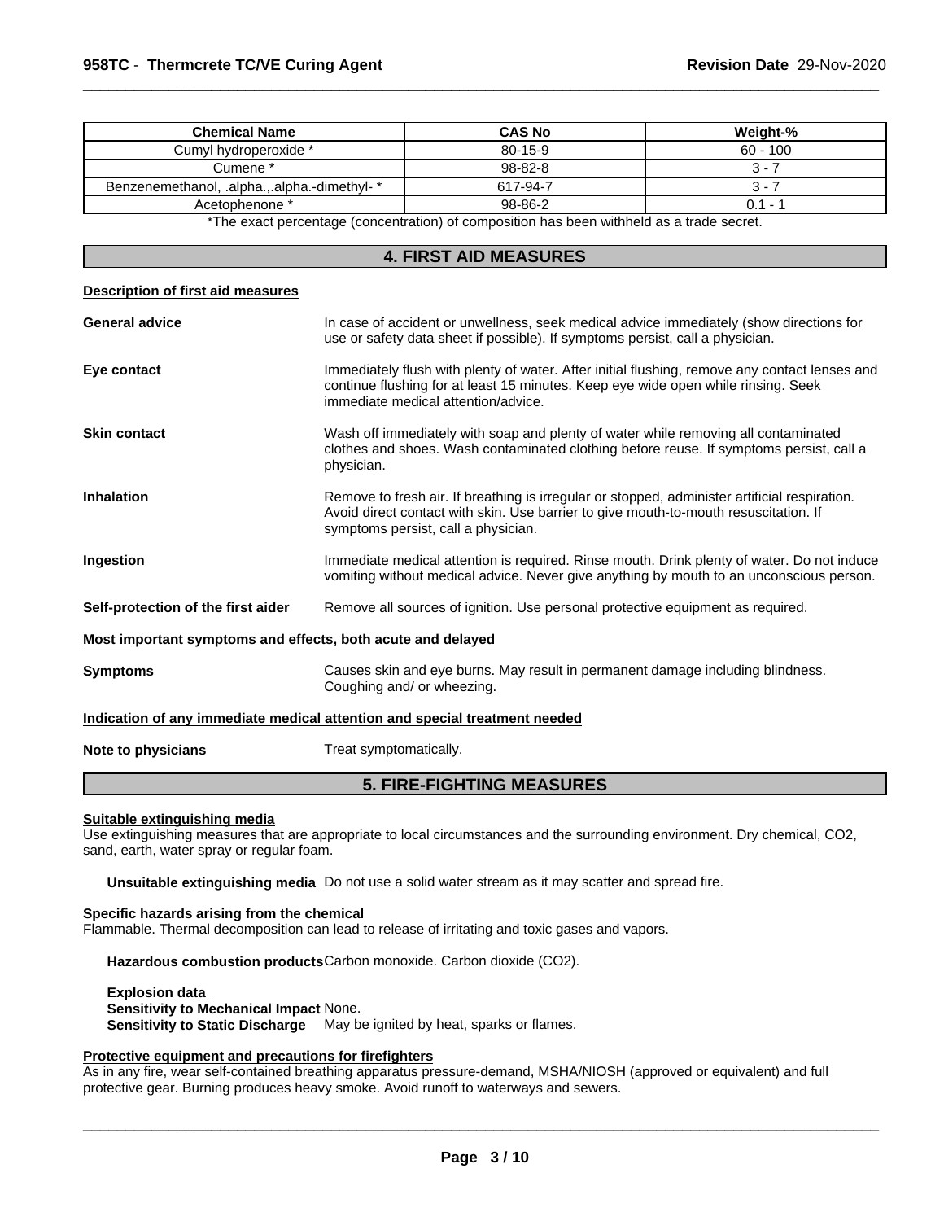| Chemical Name | CAS No | Weight-% |
|---|---|---|
| Cumyl hydroperoxide * | 80-15-9 | 60 - 100 |
| Cumene * | 98-82-8 | 3 - 7 |
| Benzenemethanol, .alpha.,.alpha.-dimethyl- * | 617-94-7 | 3 - 7 |
| Acetophenone * | 98-86-2 | 0.1 - 1 |

*The exact percentage (concentration) of composition has been withheld as a trade secret.

## 4. FIRST AID MEASURES

**Description of first aid measures**

**General advice** In case of accident or unwellness, seek medical advice immediately (show directions for use or safety data sheet if possible). If symptoms persist, call a physician.

**Eye contact** Immediately flush with plenty of water. After initial flushing, remove any contact lenses and continue flushing for at least 15 minutes. Keep eye wide open while rinsing. Seek immediate medical attention/advice.

**Skin contact** Wash off immediately with soap and plenty of water while removing all contaminated clothes and shoes. Wash contaminated clothing before reuse. If symptoms persist, call a physician.

**Inhalation** Remove to fresh air. If breathing is irregular or stopped, administer artificial respiration. Avoid direct contact with skin. Use barrier to give mouth-to-mouth resuscitation. If symptoms persist, call a physician.

**Ingestion** Immediate medical attention is required. Rinse mouth. Drink plenty of water. Do not induce vomiting without medical advice. Never give anything by mouth to an unconscious person.

**Self-protection of the first aider** Remove all sources of ignition. Use personal protective equipment as required.

**Most important symptoms and effects, both acute and delayed**

**Symptoms** Causes skin and eye burns. May result in permanent damage including blindness. Coughing and/ or wheezing.

**Indication of any immediate medical attention and special treatment needed**

**Note to physicians** Treat symptomatically.

## 5. FIRE-FIGHTING MEASURES

**Suitable extinguishing media**

Use extinguishing measures that are appropriate to local circumstances and the surrounding environment. Dry chemical, CO2, sand, earth, water spray or regular foam.

**Unsuitable extinguishing media** Do not use a solid water stream as it may scatter and spread fire.

**Specific hazards arising from the chemical**

Flammable. Thermal decomposition can lead to release of irritating and toxic gases and vapors.

**Hazardous combustion products** Carbon monoxide. Carbon dioxide (CO2).

**Explosion data**

**Sensitivity to Mechanical Impact** None.

**Sensitivity to Static Discharge** May be ignited by heat, sparks or flames.

**Protective equipment and precautions for firefighters**

As in any fire, wear self-contained breathing apparatus pressure-demand, MSHA/NIOSH (approved or equivalent) and full protective gear. Burning produces heavy smoke. Avoid runoff to waterways and sewers.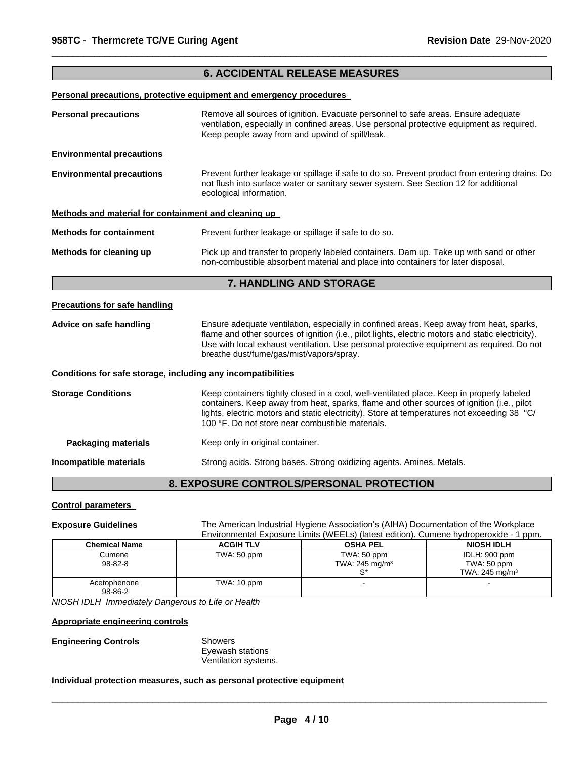## 6. ACCIDENTAL RELEASE MEASURES

**Personal precautions, protective equipment and emergency procedures**

**Personal precautions** Remove all sources of ignition. Evacuate personnel to safe areas. Ensure adequate ventilation, especially in confined areas. Use personal protective equipment as required. Keep people away from and upwind of spill/leak.

**Environmental precautions**

**Environmental precautions** Prevent further leakage or spillage if safe to do so. Prevent product from entering drains. Do not flush into surface water or sanitary sewer system. See Section 12 for additional ecological information.

**Methods and material for containment and cleaning up**

**Methods for containment** Prevent further leakage or spillage if safe to do so.

**Methods for cleaning up** Pick up and transfer to properly labeled containers. Dam up. Take up with sand or other non-combustible absorbent material and place into containers for later disposal.

## 7. HANDLING AND STORAGE

**Precautions for safe handling**

**Advice on safe handling** Ensure adequate ventilation, especially in confined areas. Keep away from heat, sparks, flame and other sources of ignition (i.e., pilot lights, electric motors and static electricity). Use with local exhaust ventilation. Use personal protective equipment as required. Do not breathe dust/fume/gas/mist/vapors/spray.

**Conditions for safe storage, including any incompatibilities**

**Storage Conditions** Keep containers tightly closed in a cool, well-ventilated place. Keep in properly labeled containers. Keep away from heat, sparks, flame and other sources of ignition (i.e., pilot lights, electric motors and static electricity). Store at temperatures not exceeding 38 °C/ 100 °F. Do not store near combustible materials.

**Packaging materials** Keep only in original container.

**Incompatible materials** Strong acids. Strong bases. Strong oxidizing agents. Amines. Metals.

## 8. EXPOSURE CONTROLS/PERSONAL PROTECTION

**Control parameters**

**Exposure Guidelines** The American Industrial Hygiene Association's (AIHA) Documentation of the Workplace Environmental Exposure Limits (WEELs) (latest edition). Cumene hydroperoxide - 1 ppm.

| Chemical Name | ACGIH TLV | OSHA PEL | NIOSH IDLH |
|---|---|---|---|
| Cumene<br>98-82-8 | TWA: 50 ppm | TWA: 50 ppm<br>TWA: 245 mg/m³<br>S* | IDLH: 900 ppm<br>TWA: 50 ppm<br>TWA: 245 mg/m³ |
| Acetophenone<br>98-86-2 | TWA: 10 ppm | - | - |

*NIOSH IDLH Immediately Dangerous to Life or Health*

**Appropriate engineering controls**

**Engineering Controls** Showers
Eyewash stations
Ventilation systems.

**Individual protection measures, such as personal protective equipment**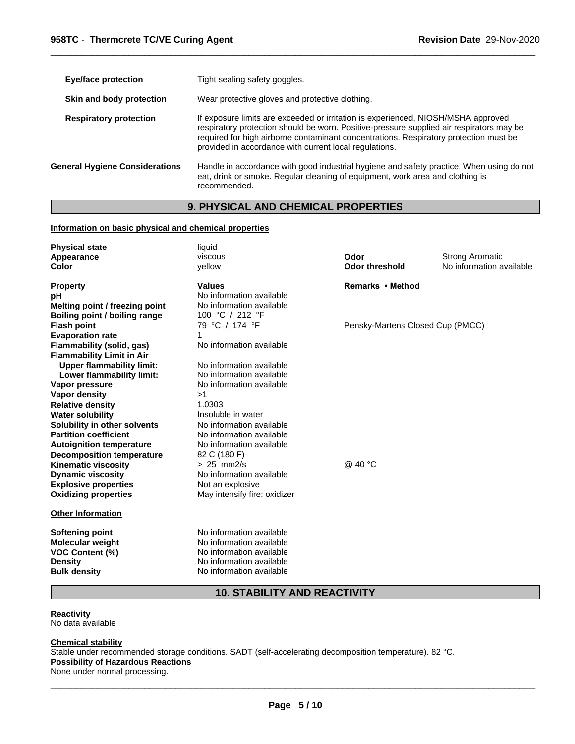| | |
|---|---|
| **Eye/face protection** | Tight sealing safety goggles. |
| **Skin and body protection** | Wear protective gloves and protective clothing. |
| **Respiratory protection** | If exposure limits are exceeded or irritation is experienced, NIOSH/MSHA approved respiratory protection should be worn. Positive-pressure supplied air respirators may be required for high airborne contaminant concentrations. Respiratory protection must be provided in accordance with current local regulations. |
| **General Hygiene Considerations** | Handle in accordance with good industrial hygiene and safety practice. When using do not eat, drink or smoke. Regular cleaning of equipment, work area and clothing is recommended. |

## 9. PHYSICAL AND CHEMICAL PROPERTIES

**Information on basic physical and chemical properties**

| | | | |
|---|---|---|---|
| **Physical state** | liquid | | |
| **Appearance** | viscous | **Odor** | Strong Aromatic |
| **Color** | yellow | **Odor threshold** | No information available |

| **Property** | **Values** | **Remarks • Method** |
|---|---|---|
| **pH** | No information available | |
| **Melting point / freezing point** | No information available | |
| **Boiling point / boiling range** | 100 °C / 212 °F | |
| **Flash point** | 79 °C / 174 °F | Pensky-Martens Closed Cup (PMCC) |
| **Evaporation rate** | 1 | |
| **Flammability (solid, gas)** | No information available | |
| **Flammability Limit in Air** | | |
| **Upper flammability limit:** | No information available | |
| **Lower flammability limit:** | No information available | |
| **Vapor pressure** | No information available | |
| **Vapor density** | >1 | |
| **Relative density** | 1.0303 | |
| **Water solubility** | Insoluble in water | |
| **Solubility in other solvents** | No information available | |
| **Partition coefficient** | No information available | |
| **Autoignition temperature** | No information available | |
| **Decomposition temperature** | 82 C (180 F) | |
| **Kinematic viscosity** | > 25 mm2/s | @ 40 °C |
| **Dynamic viscosity** | No information available | |
| **Explosive properties** | Not an explosive | |
| **Oxidizing properties** | May intensify fire; oxidizer | |

**Other Information**

| | |
|---|---|
| **Softening point** | No information available |
| **Molecular weight** | No information available |
| **VOC Content (%)** | No information available |
| **Density** | No information available |
| **Bulk density** | No information available |

## 10. STABILITY AND REACTIVITY

**Reactivity**
No data available

**Chemical stability**
Stable under recommended storage conditions. SADT (self-accelerating decomposition temperature). 82 °C.

**Possibility of Hazardous Reactions**
None under normal processing.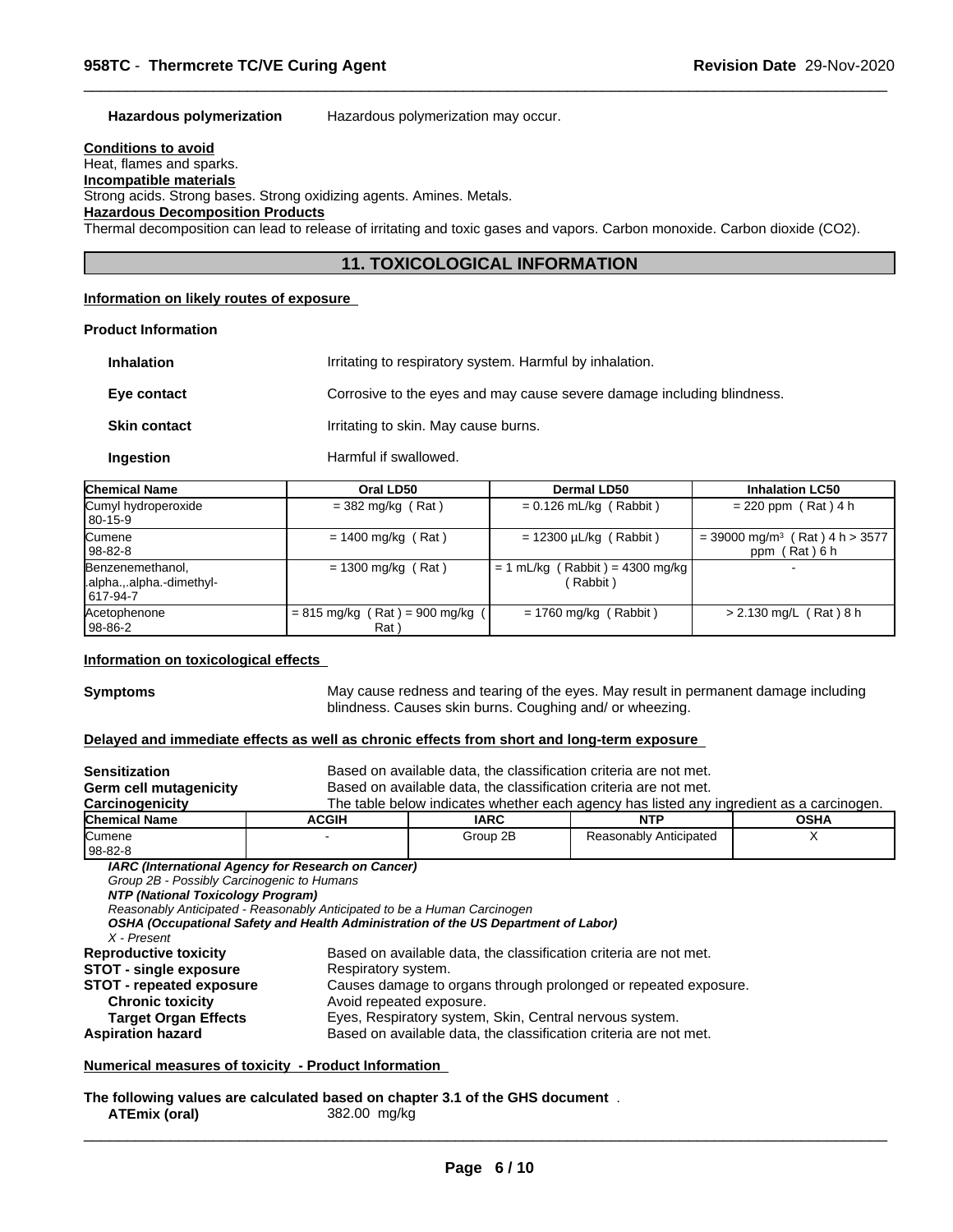**Hazardous polymerization** Hazardous polymerization may occur.

**Conditions to avoid**

Heat, flames and sparks.

**Incompatible materials**

Strong acids. Strong bases. Strong oxidizing agents. Amines. Metals.

**Hazardous Decomposition Products**

Thermal decomposition can lead to release of irritating and toxic gases and vapors. Carbon monoxide. Carbon dioxide ($CO_2$).

## 11. TOXICOLOGICAL INFORMATION

**Information on likely routes of exposure**

**Product Information**

**Inhalation** Irritating to respiratory system. Harmful by inhalation.

**Eye contact** Corrosive to the eyes and may cause severe damage including blindness.

**Skin contact** Irritating to skin. May cause burns.

**Ingestion** Harmful if swallowed.

| Chemical Name | Oral LD50 | Dermal LD50 | Inhalation LC50 |
|---|---|---|---|
| Cumyl hydroperoxide 80-15-9 | = 382 mg/kg ( Rat ) | = 0.126 mL/kg ( Rabbit ) | = 220 ppm ( Rat ) 4 h |
| Cumene 98-82-8 | = 1400 mg/kg ( Rat ) | = 12300 µL/kg ( Rabbit ) | = 39000 mg/m³ ( Rat ) 4 h > 3577 ppm ( Rat ) 6 h |
| Benzenemethanol, .alpha.,.alpha.-dimethyl- 617-94-7 | = 1300 mg/kg ( Rat ) | = 1 mL/kg ( Rabbit ) = 4300 mg/kg ( Rabbit ) | - |
| Acetophenone 98-86-2 | = 815 mg/kg ( Rat ) = 900 mg/kg ( Rat ) | = 1760 mg/kg ( Rabbit ) | > 2.130 mg/L ( Rat ) 8 h |

**Information on toxicological effects**

**Symptoms** May cause redness and tearing of the eyes. May result in permanent damage including blindness. Causes skin burns. Coughing and/ or wheezing.

**Delayed and immediate effects as well as chronic effects from short and long-term exposure**

**Sensitization** Based on available data, the classification criteria are not met.
**Germ cell mutagenicity** Based on available data, the classification criteria are not met.
**Carcinogenicity** The table below indicates whether each agency has listed any ingredient as a carcinogen.

| Chemical Name | ACGIH | IARC | NTP | OSHA |
|---|---|---|---|---|
| Cumene 98-82-8 | - | Group 2B | Reasonably Anticipated | X |

***IARC (International Agency for Research on Cancer)***
*Group 2B - Possibly Carcinogenic to Humans*
***NTP (National Toxicology Program)***
*Reasonably Anticipated - Reasonably Anticipated to be a Human Carcinogen*
***OSHA (Occupational Safety and Health Administration of the US Department of Labor)***
*X - Present*

**Reproductive toxicity** Based on available data, the classification criteria are not met.
**STOT - single exposure** Respiratory system.
**STOT - repeated exposure** Causes damage to organs through prolonged or repeated exposure.
**Chronic toxicity** Avoid repeated exposure.
**Target Organ Effects** Eyes, Respiratory system, Skin, Central nervous system.
**Aspiration hazard** Based on available data, the classification criteria are not met.

**Numerical measures of toxicity - Product Information**

**The following values are calculated based on chapter 3.1 of the GHS document** .
**ATEmix (oral)** 382.00 mg/kg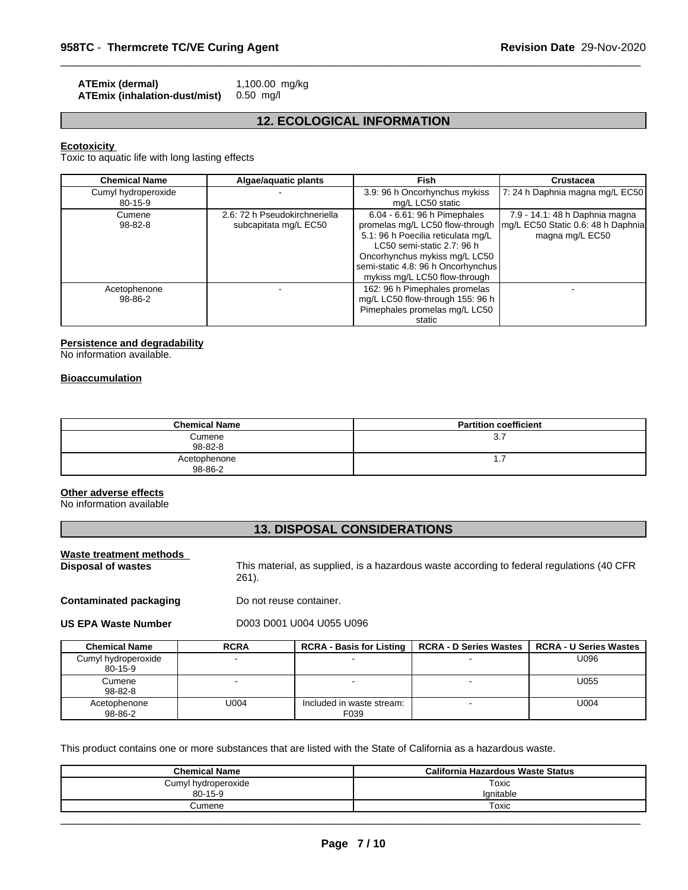**ATEmix (dermal)** 1,100.00 mg/kg
**ATEmix (inhalation-dust/mist)** 0.50 mg/l

## 12. ECOLOGICAL INFORMATION

**Ecotoxicity**

Toxic to aquatic life with long lasting effects

| Chemical Name | Algae/aquatic plants | Fish | Crustacea |
|---|---|---|---|
| Cumyl hydroperoxide 80-15-9 | - | 3.9: 96 h Oncorhynchus mykiss mg/L LC50 static | 7: 24 h Daphnia magna mg/L EC50 |
| Cumene 98-82-8 | 2.6: 72 h Pseudokirchneriella subcapitata mg/L EC50 | 6.04 - 6.61: 96 h Pimephales promelas mg/L LC50 flow-through 5.1: 96 h Poecilia reticulata mg/L LC50 semi-static 2.7: 96 h Oncorhynchus mykiss mg/L LC50 semi-static 4.8: 96 h Oncorhynchus mykiss mg/L LC50 flow-through | 7.9 - 14.1: 48 h Daphnia magna mg/L EC50 Static 0.6: 48 h Daphnia magna mg/L EC50 |
| Acetophenone 98-86-2 | - | 162: 96 h Pimephales promelas mg/L LC50 flow-through 155: 96 h Pimephales promelas mg/L LC50 static | - |

**Persistence and degradability**

No information available.

**Bioaccumulation**

| Chemical Name | Partition coefficient |
|---|---|
| Cumene 98-82-8 | 3.7 |
| Acetophenone 98-86-2 | 1.7 |

**Other adverse effects**

No information available

## 13. DISPOSAL CONSIDERATIONS

**Waste treatment methods**

**Disposal of wastes** This material, as supplied, is a hazardous waste according to federal regulations (40 CFR 261).

**Contaminated packaging** Do not reuse container.

**US EPA Waste Number** D003 D001 U004 U055 U096

| Chemical Name | RCRA | RCRA - Basis for Listing | RCRA - D Series Wastes | RCRA - U Series Wastes |
|---|---|---|---|---|
| Cumyl hydroperoxide 80-15-9 | - | - | - | U096 |
| Cumene 98-82-8 | - | - | - | U055 |
| Acetophenone 98-86-2 | U004 | Included in waste stream: F039 | - | U004 |

This product contains one or more substances that are listed with the State of California as a hazardous waste.

| Chemical Name | California Hazardous Waste Status |
|---|---|
| Cumyl hydroperoxide 80-15-9 | Toxic Ignitable |
| Cumene | Toxic |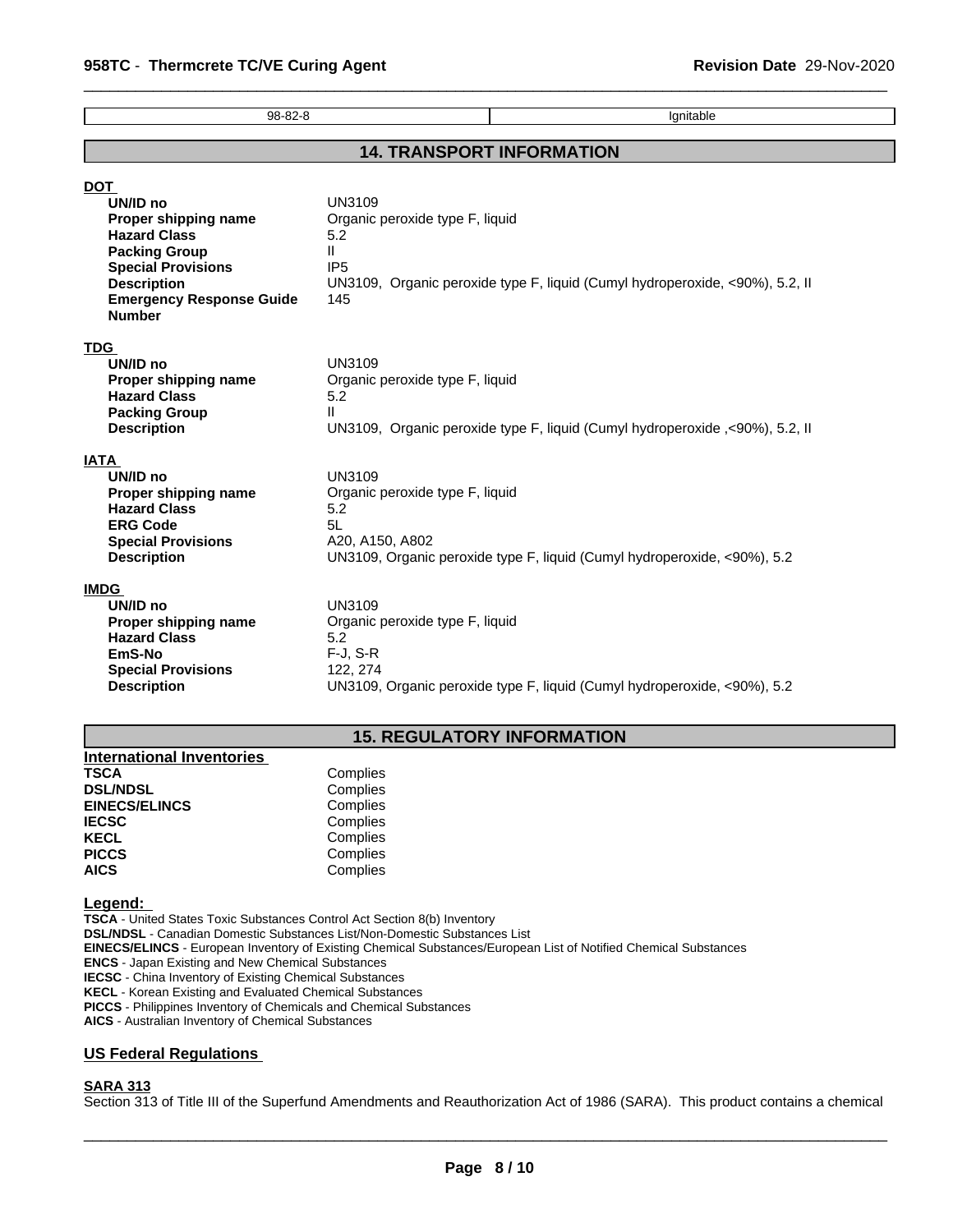| 98-82-8 | Ignitable |
|---|---|

## 14. TRANSPORT INFORMATION

**DOT**

| | |
|---|---|
| **UN/ID no** | UN3109 |
| **Proper shipping name** | Organic peroxide type F, liquid |
| **Hazard Class** | 5.2 |
| **Packing Group** | II |
| **Special Provisions** | IP5 |
| **Description** | UN3109, Organic peroxide type F, liquid (Cumyl hydroperoxide, <90%), 5.2, II |
| **Emergency Response Guide Number** | 145 |

**TDG**

| | |
|---|---|
| **UN/ID no** | UN3109 |
| **Proper shipping name** | Organic peroxide type F, liquid |
| **Hazard Class** | 5.2 |
| **Packing Group** | II |
| **Description** | UN3109, Organic peroxide type F, liquid (Cumyl hydroperoxide ,<90%), 5.2, II |

**IATA**

| | |
|---|---|
| **UN/ID no** | UN3109 |
| **Proper shipping name** | Organic peroxide type F, liquid |
| **Hazard Class** | 5.2 |
| **ERG Code** | 5L |
| **Special Provisions** | A20, A150, A802 |
| **Description** | UN3109, Organic peroxide type F, liquid (Cumyl hydroperoxide, <90%), 5.2 |

**IMDG**

| | |
|---|---|
| **UN/ID no** | UN3109 |
| **Proper shipping name** | Organic peroxide type F, liquid |
| **Hazard Class** | 5.2 |
| **EmS-No** | F-J, S-R |
| **Special Provisions** | 122, 274 |
| **Description** | UN3109, Organic peroxide type F, liquid (Cumyl hydroperoxide, <90%), 5.2 |

## 15. REGULATORY INFORMATION

**International Inventories**

| | |
|---|---|
| **TSCA** | Complies |
| **DSL/NDSL** | Complies |
| **EINECS/ELINCS** | Complies |
| **IECSC** | Complies |
| **KECL** | Complies |
| **PICCS** | Complies |
| **AICS** | Complies |

**Legend:**

**TSCA** - United States Toxic Substances Control Act Section 8(b) Inventory
**DSL/NDSL** - Canadian Domestic Substances List/Non-Domestic Substances List
**EINECS/ELINCS** - European Inventory of Existing Chemical Substances/European List of Notified Chemical Substances
**ENCS** - Japan Existing and New Chemical Substances
**IECSC** - China Inventory of Existing Chemical Substances
**KECL** - Korean Existing and Evaluated Chemical Substances
**PICCS** - Philippines Inventory of Chemicals and Chemical Substances
**AICS** - Australian Inventory of Chemical Substances

### US Federal Regulations

**SARA 313**

Section 313 of Title III of the Superfund Amendments and Reauthorization Act of 1986 (SARA). This product contains a chemical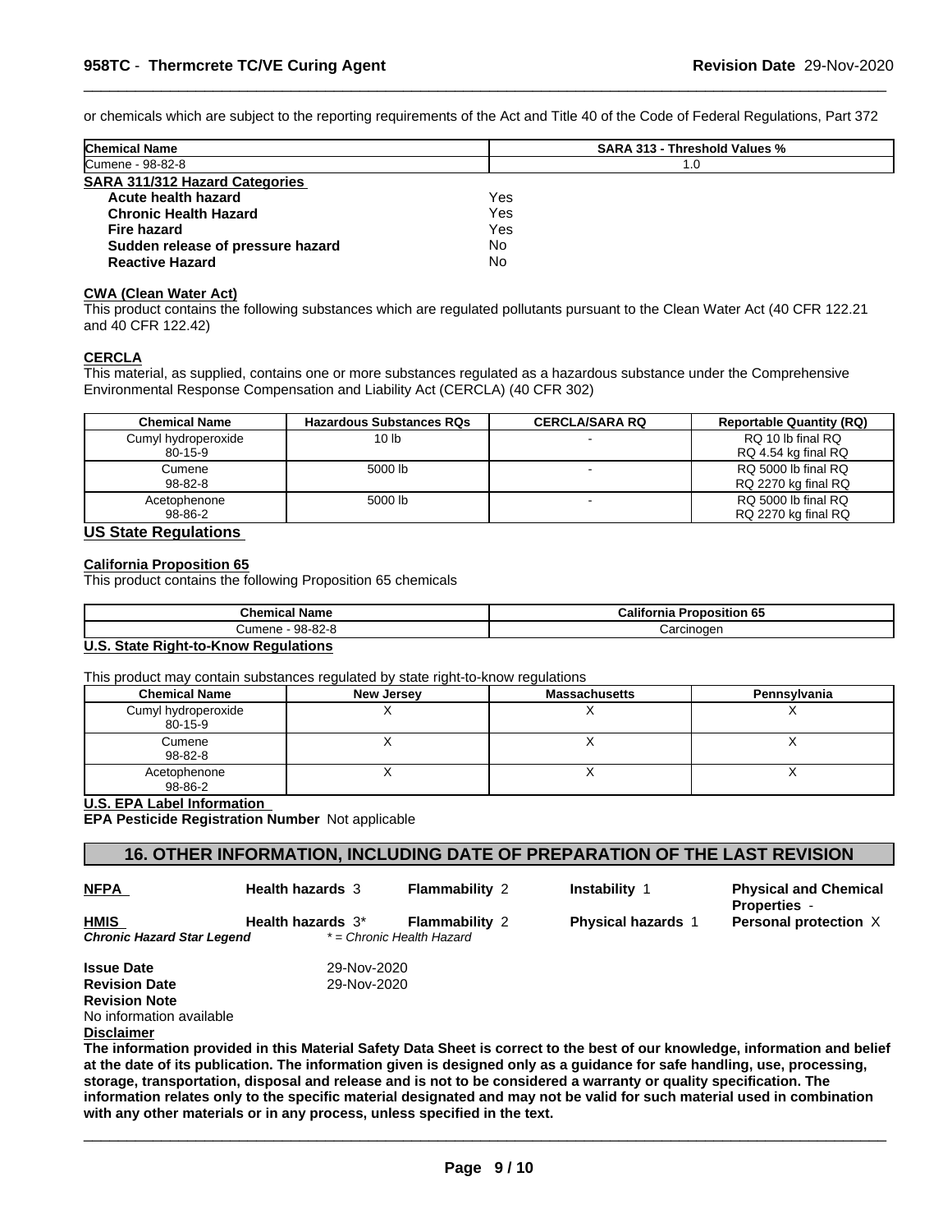or chemicals which are subject to the reporting requirements of the Act and Title 40 of the Code of Federal Regulations, Part 372

| Chemical Name | SARA 313 - Threshold Values % |
|---|---|
| Cumene - 98-82-8 | 1.0 |

**SARA 311/312 Hazard Categories**

| | |
|---|---|
| **Acute health hazard** | Yes |
| **Chronic Health Hazard** | Yes |
| **Fire hazard** | Yes |
| **Sudden release of pressure hazard** | No |
| **Reactive Hazard** | No |

**CWA (Clean Water Act)**

This product contains the following substances which are regulated pollutants pursuant to the Clean Water Act (40 CFR 122.21 and 40 CFR 122.42)

**CERCLA**

This material, as supplied, contains one or more substances regulated as a hazardous substance under the Comprehensive Environmental Response Compensation and Liability Act (CERCLA) (40 CFR 302)

| Chemical Name | Hazardous Substances RQs | CERCLA/SARA RQ | Reportable Quantity (RQ) |
|---|---|---|---|
| Cumyl hydroperoxide 80-15-9 | 10 lb | - | RQ 10 lb final RQ RQ 4.54 kg final RQ |
| Cumene 98-82-8 | 5000 lb | - | RQ 5000 lb final RQ RQ 2270 kg final RQ |
| Acetophenone 98-86-2 | 5000 lb | - | RQ 5000 lb final RQ RQ 2270 kg final RQ |

**US State Regulations**

**California Proposition 65**

This product contains the following Proposition 65 chemicals

| Chemical Name | California Proposition 65 |
|---|---|
| Cumene - 98-82-8 | Carcinogen |

**U.S. State Right-to-Know Regulations**

This product may contain substances regulated by state right-to-know regulations

| Chemical Name | New Jersey | Massachusetts | Pennsylvania |
|---|---|---|---|
| Cumyl hydroperoxide 80-15-9 | X | X | X |
| Cumene 98-82-8 | X | X | X |
| Acetophenone 98-86-2 | X | X | X |

**U.S. EPA Label Information**

**EPA Pesticide Registration Number** Not applicable

## 16. OTHER INFORMATION, INCLUDING DATE OF PREPARATION OF THE LAST REVISION

| | | | | |
|---|---|---|---|---|
| **NFPA** | **Health hazards** 3 | **Flammability** 2 | **Instability** 1 | **Physical and Chemical Properties** - |
| **HMIS** | **Health hazards** 3* | **Flammability** 2 | **Physical hazards** 1 | **Personal protection** X |

***Chronic Hazard Star Legend*** *\* = Chronic Health Hazard*

**Issue Date** 29-Nov-2020

**Revision Date** 29-Nov-2020

**Revision Note**

No information available

**Disclaimer**

**The information provided in this Material Safety Data Sheet is correct to the best of our knowledge, information and belief at the date of its publication. The information given is designed only as a guidance for safe handling, use, processing, storage, transportation, disposal and release and is not to be considered a warranty or quality specification. The information relates only to the specific material designated and may not be valid for such material used in combination with any other materials or in any process, unless specified in the text.**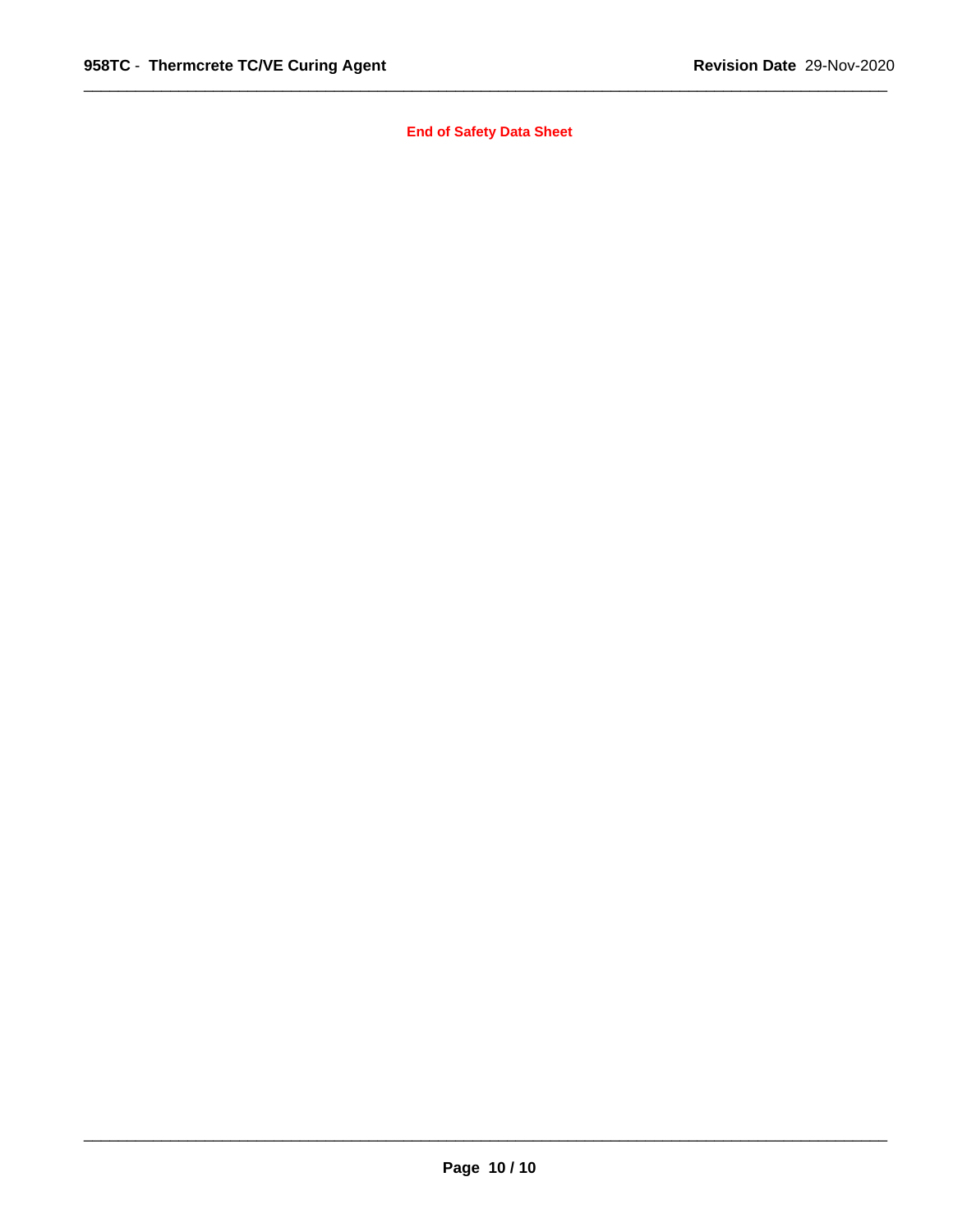**End of Safety Data Sheet**